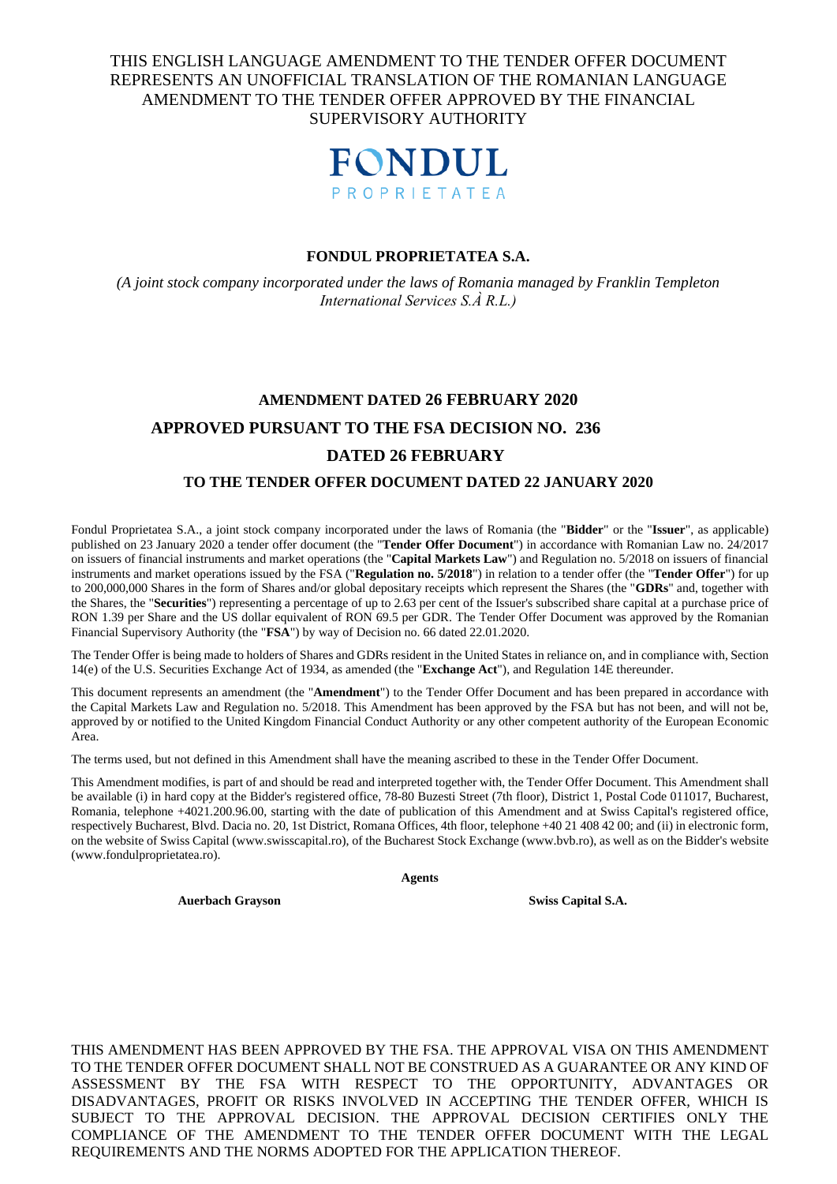THIS ENGLISH LANGUAGE AMENDMENT TO THE TENDER OFFER DOCUMENT REPRESENTS AN UNOFFICIAL TRANSLATION OF THE ROMANIAN LANGUAGE AMENDMENT TO THE TENDER OFFER APPROVED BY THE FINANCIAL SUPERVISORY AUTHORITY

FONDUL
PROPRIETATEA

**FONDUL PROPRIETATEA S.A.**

*(A joint stock company incorporated under the laws of Romania managed by Franklin Templeton International Services S.À R.L.)*

# AMENDMENT DATED 26 FEBRUARY 2020
# APPROVED PURSUANT TO THE FSA DECISION NO. 236
# DATED 26 FEBRUARY
## TO THE TENDER OFFER DOCUMENT DATED 22 JANUARY 2020

Fondul Proprietatea S.A., a joint stock company incorporated under the laws of Romania (the "**Bidder**" or the "**Issuer**", as applicable) published on 23 January 2020 a tender offer document (the "**Tender Offer Document**") in accordance with Romanian Law no. 24/2017 on issuers of financial instruments and market operations (the "**Capital Markets Law**") and Regulation no. 5/2018 on issuers of financial instruments and market operations issued by the FSA ("**Regulation no. 5/2018**") in relation to a tender offer (the "**Tender Offer**") for up to 200,000,000 Shares in the form of Shares and/or global depositary receipts which represent the Shares (the "**GDRs**" and, together with the Shares, the "**Securities**") representing a percentage of up to 2.63 per cent of the Issuer's subscribed share capital at a purchase price of RON 1.39 per Share and the US dollar equivalent of RON 69.5 per GDR. The Tender Offer Document was approved by the Romanian Financial Supervisory Authority (the "**FSA**") by way of Decision no. 66 dated 22.01.2020.

The Tender Offer is being made to holders of Shares and GDRs resident in the United States in reliance on, and in compliance with, Section 14(e) of the U.S. Securities Exchange Act of 1934, as amended (the "**Exchange Act**"), and Regulation 14E thereunder.

This document represents an amendment (the "**Amendment**") to the Tender Offer Document and has been prepared in accordance with the Capital Markets Law and Regulation no. 5/2018. This Amendment has been approved by the FSA but has not been, and will not be, approved by or notified to the United Kingdom Financial Conduct Authority or any other competent authority of the European Economic Area.

The terms used, but not defined in this Amendment shall have the meaning ascribed to these in the Tender Offer Document.

This Amendment modifies, is part of and should be read and interpreted together with, the Tender Offer Document. This Amendment shall be available (i) in hard copy at the Bidder's registered office, 78-80 Buzesti Street (7th floor), District 1, Postal Code 011017, Bucharest, Romania, telephone +4021.200.96.00, starting with the date of publication of this Amendment and at Swiss Capital's registered office, respectively Bucharest, Blvd. Dacia no. 20, 1st District, Romana Offices, 4th floor, telephone +40 21 408 42 00; and (ii) in electronic form, on the website of Swiss Capital (www.swisscapital.ro), of the Bucharest Stock Exchange (www.bvb.ro), as well as on the Bidder's website (www.fondulproprietatea.ro).

**Agents**

**Auerbach Grayson** **Swiss Capital S.A.**

THIS AMENDMENT HAS BEEN APPROVED BY THE FSA. THE APPROVAL VISA ON THIS AMENDMENT TO THE TENDER OFFER DOCUMENT SHALL NOT BE CONSTRUED AS A GUARANTEE OR ANY KIND OF ASSESSMENT BY THE FSA WITH RESPECT TO THE OPPORTUNITY, ADVANTAGES OR DISADVANTAGES, PROFIT OR RISKS INVOLVED IN ACCEPTING THE TENDER OFFER, WHICH IS SUBJECT TO THE APPROVAL DECISION. THE APPROVAL DECISION CERTIFIES ONLY THE COMPLIANCE OF THE AMENDMENT TO THE TENDER OFFER DOCUMENT WITH THE LEGAL REQUIREMENTS AND THE NORMS ADOPTED FOR THE APPLICATION THEREOF.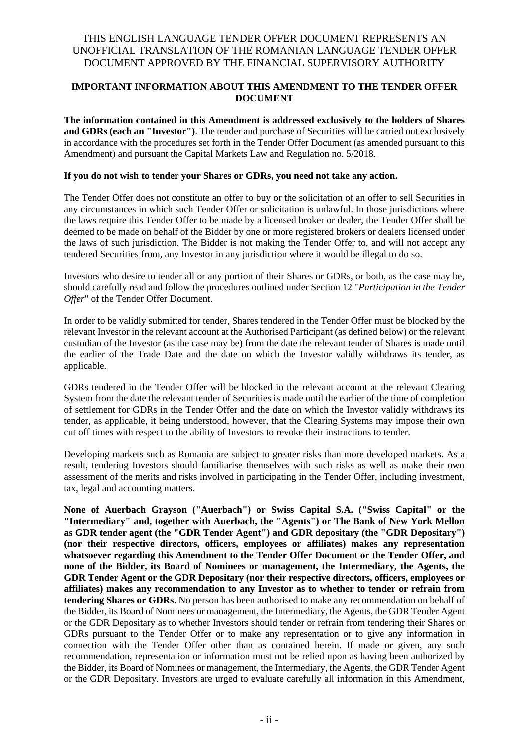THIS ENGLISH LANGUAGE TENDER OFFER DOCUMENT REPRESENTS AN UNOFFICIAL TRANSLATION OF THE ROMANIAN LANGUAGE TENDER OFFER DOCUMENT APPROVED BY THE FINANCIAL SUPERVISORY AUTHORITY

## IMPORTANT INFORMATION ABOUT THIS AMENDMENT TO THE TENDER OFFER DOCUMENT

**The information contained in this Amendment is addressed exclusively to the holders of Shares and GDRs (each an "Investor")**. The tender and purchase of Securities will be carried out exclusively in accordance with the procedures set forth in the Tender Offer Document (as amended pursuant to this Amendment) and pursuant the Capital Markets Law and Regulation no. 5/2018.

**If you do not wish to tender your Shares or GDRs, you need not take any action.**

The Tender Offer does not constitute an offer to buy or the solicitation of an offer to sell Securities in any circumstances in which such Tender Offer or solicitation is unlawful. In those jurisdictions where the laws require this Tender Offer to be made by a licensed broker or dealer, the Tender Offer shall be deemed to be made on behalf of the Bidder by one or more registered brokers or dealers licensed under the laws of such jurisdiction. The Bidder is not making the Tender Offer to, and will not accept any tendered Securities from, any Investor in any jurisdiction where it would be illegal to do so.

Investors who desire to tender all or any portion of their Shares or GDRs, or both, as the case may be, should carefully read and follow the procedures outlined under Section 12 "*Participation in the Tender Offer*" of the Tender Offer Document.

In order to be validly submitted for tender, Shares tendered in the Tender Offer must be blocked by the relevant Investor in the relevant account at the Authorised Participant (as defined below) or the relevant custodian of the Investor (as the case may be) from the date the relevant tender of Shares is made until the earlier of the Trade Date and the date on which the Investor validly withdraws its tender, as applicable.

GDRs tendered in the Tender Offer will be blocked in the relevant account at the relevant Clearing System from the date the relevant tender of Securities is made until the earlier of the time of completion of settlement for GDRs in the Tender Offer and the date on which the Investor validly withdraws its tender, as applicable, it being understood, however, that the Clearing Systems may impose their own cut off times with respect to the ability of Investors to revoke their instructions to tender.

Developing markets such as Romania are subject to greater risks than more developed markets. As a result, tendering Investors should familiarise themselves with such risks as well as make their own assessment of the merits and risks involved in participating in the Tender Offer, including investment, tax, legal and accounting matters.

**None of Auerbach Grayson ("Auerbach") or Swiss Capital S.A. ("Swiss Capital" or the "Intermediary" and, together with Auerbach, the "Agents") or The Bank of New York Mellon as GDR tender agent (the "GDR Tender Agent") and GDR depositary (the "GDR Depositary") (nor their respective directors, officers, employees or affiliates) makes any representation whatsoever regarding this Amendment to the Tender Offer Document or the Tender Offer, and none of the Bidder, its Board of Nominees or management, the Intermediary, the Agents, the GDR Tender Agent or the GDR Depositary (nor their respective directors, officers, employees or affiliates) makes any recommendation to any Investor as to whether to tender or refrain from tendering Shares or GDRs**. No person has been authorised to make any recommendation on behalf of the Bidder, its Board of Nominees or management, the Intermediary, the Agents, the GDR Tender Agent or the GDR Depositary as to whether Investors should tender or refrain from tendering their Shares or GDRs pursuant to the Tender Offer or to make any representation or to give any information in connection with the Tender Offer other than as contained herein. If made or given, any such recommendation, representation or information must not be relied upon as having been authorized by the Bidder, its Board of Nominees or management, the Intermediary, the Agents, the GDR Tender Agent or the GDR Depositary. Investors are urged to evaluate carefully all information in this Amendment,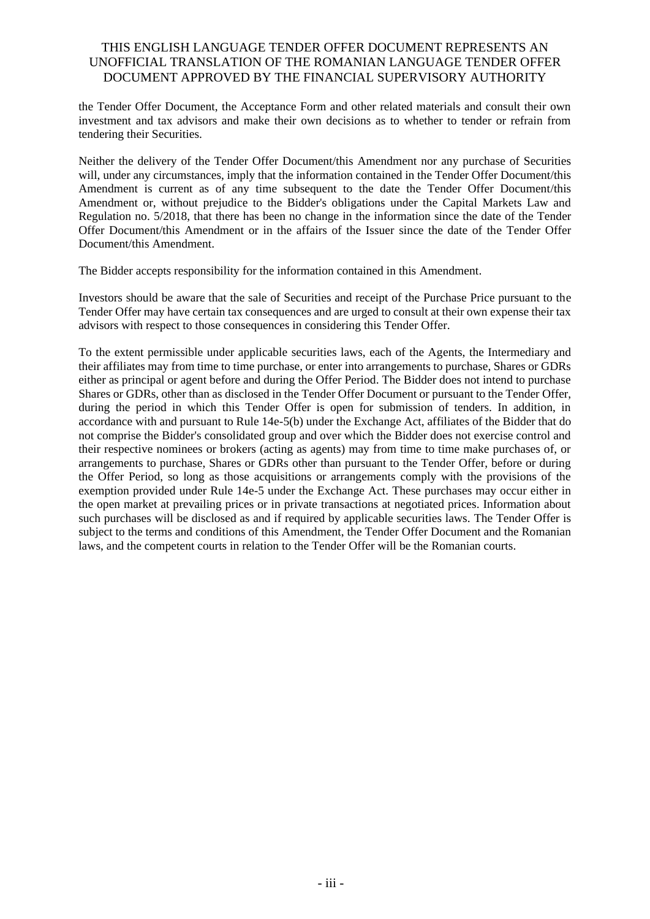the Tender Offer Document, the Acceptance Form and other related materials and consult their own investment and tax advisors and make their own decisions as to whether to tender or refrain from tendering their Securities.

Neither the delivery of the Tender Offer Document/this Amendment nor any purchase of Securities will, under any circumstances, imply that the information contained in the Tender Offer Document/this Amendment is current as of any time subsequent to the date the Tender Offer Document/this Amendment or, without prejudice to the Bidder's obligations under the Capital Markets Law and Regulation no. 5/2018, that there has been no change in the information since the date of the Tender Offer Document/this Amendment or in the affairs of the Issuer since the date of the Tender Offer Document/this Amendment.

The Bidder accepts responsibility for the information contained in this Amendment.

Investors should be aware that the sale of Securities and receipt of the Purchase Price pursuant to the Tender Offer may have certain tax consequences and are urged to consult at their own expense their tax advisors with respect to those consequences in considering this Tender Offer.

To the extent permissible under applicable securities laws, each of the Agents, the Intermediary and their affiliates may from time to time purchase, or enter into arrangements to purchase, Shares or GDRs either as principal or agent before and during the Offer Period. The Bidder does not intend to purchase Shares or GDRs, other than as disclosed in the Tender Offer Document or pursuant to the Tender Offer, during the period in which this Tender Offer is open for submission of tenders. In addition, in accordance with and pursuant to Rule 14e-5(b) under the Exchange Act, affiliates of the Bidder that do not comprise the Bidder's consolidated group and over which the Bidder does not exercise control and their respective nominees or brokers (acting as agents) may from time to time make purchases of, or arrangements to purchase, Shares or GDRs other than pursuant to the Tender Offer, before or during the Offer Period, so long as those acquisitions or arrangements comply with the provisions of the exemption provided under Rule 14e-5 under the Exchange Act. These purchases may occur either in the open market at prevailing prices or in private transactions at negotiated prices. Information about such purchases will be disclosed as and if required by applicable securities laws. The Tender Offer is subject to the terms and conditions of this Amendment, the Tender Offer Document and the Romanian laws, and the competent courts in relation to the Tender Offer will be the Romanian courts.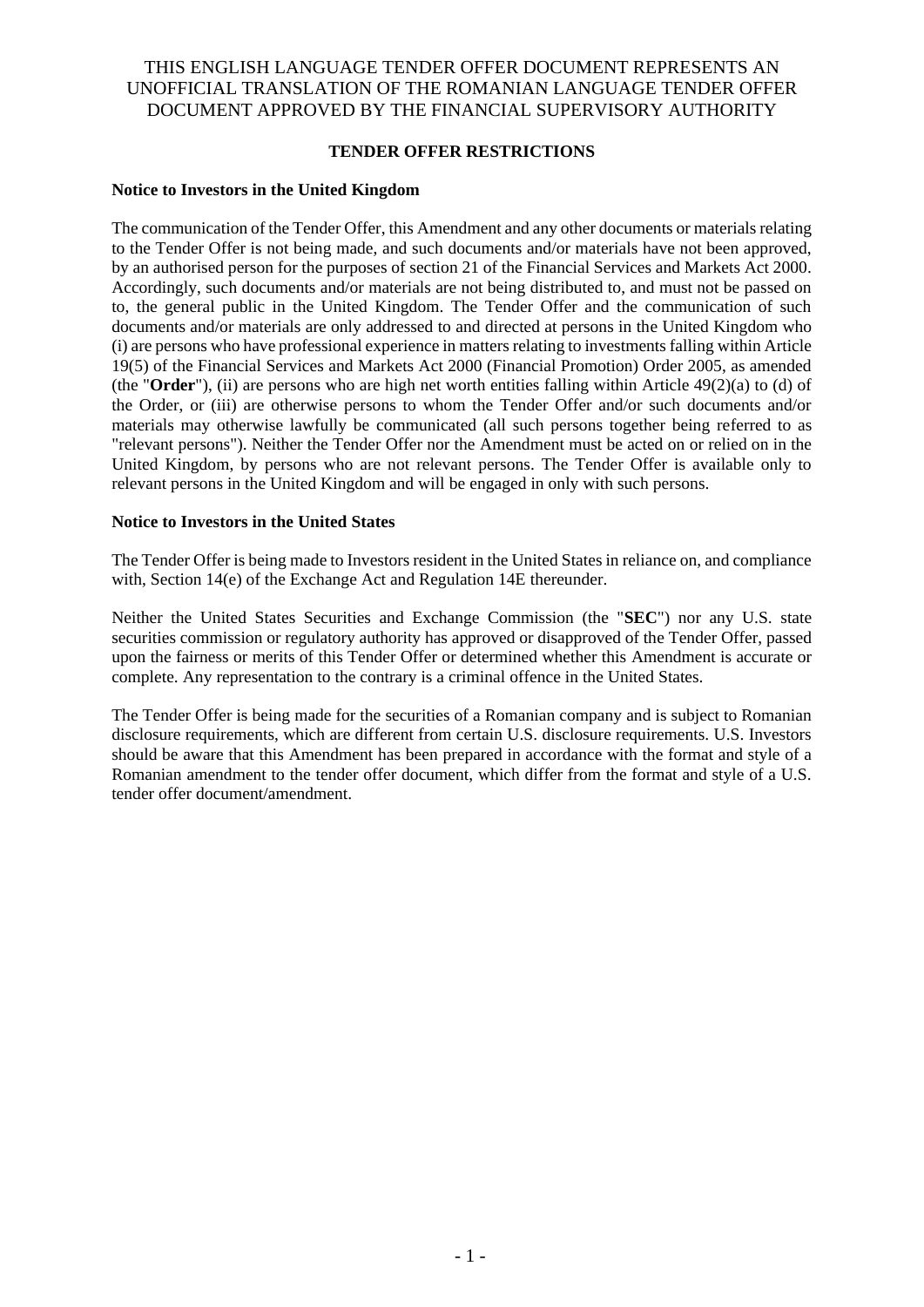THIS ENGLISH LANGUAGE TENDER OFFER DOCUMENT REPRESENTS AN UNOFFICIAL TRANSLATION OF THE ROMANIAN LANGUAGE TENDER OFFER DOCUMENT APPROVED BY THE FINANCIAL SUPERVISORY AUTHORITY

**TENDER OFFER RESTRICTIONS**

**Notice to Investors in the United Kingdom**

The communication of the Tender Offer, this Amendment and any other documents or materials relating to the Tender Offer is not being made, and such documents and/or materials have not been approved, by an authorised person for the purposes of section 21 of the Financial Services and Markets Act 2000. Accordingly, such documents and/or materials are not being distributed to, and must not be passed on to, the general public in the United Kingdom. The Tender Offer and the communication of such documents and/or materials are only addressed to and directed at persons in the United Kingdom who (i) are persons who have professional experience in matters relating to investments falling within Article 19(5) of the Financial Services and Markets Act 2000 (Financial Promotion) Order 2005, as amended (the "**Order**"), (ii) are persons who are high net worth entities falling within Article 49(2)(a) to (d) of the Order, or (iii) are otherwise persons to whom the Tender Offer and/or such documents and/or materials may otherwise lawfully be communicated (all such persons together being referred to as "relevant persons"). Neither the Tender Offer nor the Amendment must be acted on or relied on in the United Kingdom, by persons who are not relevant persons. The Tender Offer is available only to relevant persons in the United Kingdom and will be engaged in only with such persons.

**Notice to Investors in the United States**

The Tender Offer is being made to Investors resident in the United States in reliance on, and compliance with, Section 14(e) of the Exchange Act and Regulation 14E thereunder.

Neither the United States Securities and Exchange Commission (the "**SEC**") nor any U.S. state securities commission or regulatory authority has approved or disapproved of the Tender Offer, passed upon the fairness or merits of this Tender Offer or determined whether this Amendment is accurate or complete. Any representation to the contrary is a criminal offence in the United States.

The Tender Offer is being made for the securities of a Romanian company and is subject to Romanian disclosure requirements, which are different from certain U.S. disclosure requirements. U.S. Investors should be aware that this Amendment has been prepared in accordance with the format and style of a Romanian amendment to the tender offer document, which differ from the format and style of a U.S. tender offer document/amendment.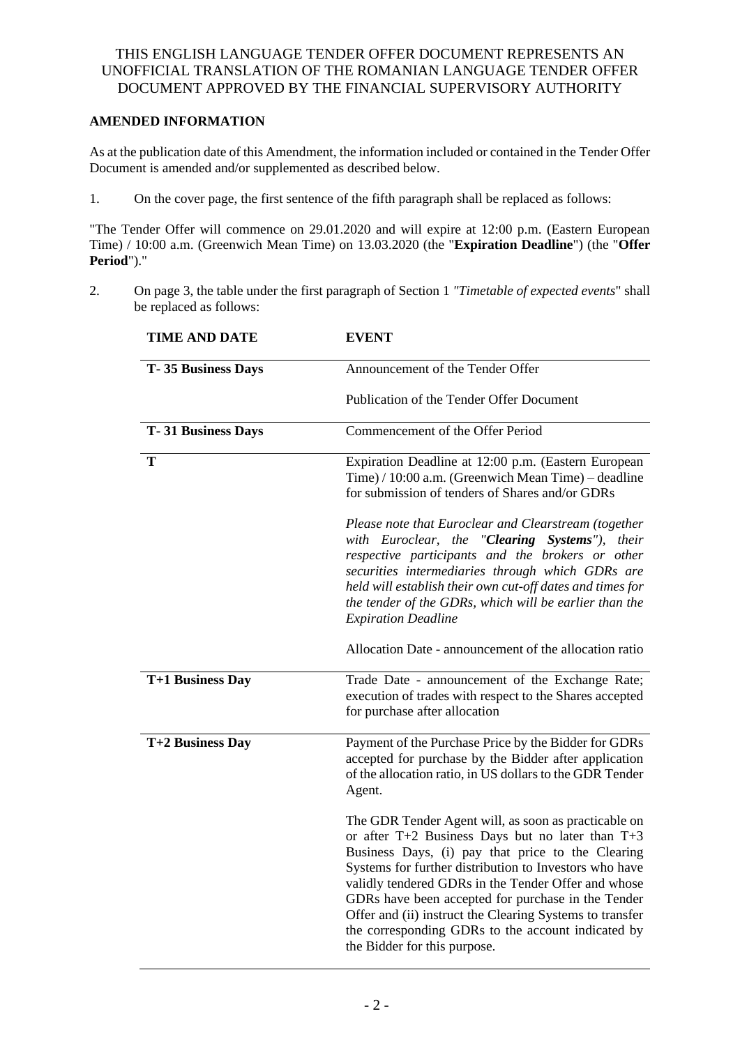THIS ENGLISH LANGUAGE TENDER OFFER DOCUMENT REPRESENTS AN UNOFFICIAL TRANSLATION OF THE ROMANIAN LANGUAGE TENDER OFFER DOCUMENT APPROVED BY THE FINANCIAL SUPERVISORY AUTHORITY

**AMENDED INFORMATION**

As at the publication date of this Amendment, the information included or contained in the Tender Offer Document is amended and/or supplemented as described below.

1. On the cover page, the first sentence of the fifth paragraph shall be replaced as follows:

"The Tender Offer will commence on 29.01.2020 and will expire at 12:00 p.m. (Eastern European Time) / 10:00 a.m. (Greenwich Mean Time) on 13.03.2020 (the "**Expiration Deadline**") (the "**Offer Period**")."

2. On page 3, the table under the first paragraph of Section 1 *"Timetable of expected events*" shall be replaced as follows:

| TIME AND DATE | EVENT |
|---|---|
| **T- 35 Business Days** | Announcement of the Tender Offer<br><br>Publication of the Tender Offer Document |
| **T- 31 Business Days** | Commencement of the Offer Period |
| **T** | Expiration Deadline at 12:00 p.m. (Eastern European Time) / 10:00 a.m. (Greenwich Mean Time) – deadline for submission of tenders of Shares and/or GDRs<br><br>*Please note that Euroclear and Clearstream (together with Euroclear, the "**Clearing Systems**"), their respective participants and the brokers or other securities intermediaries through which GDRs are held will establish their own cut-off dates and times for the tender of the GDRs, which will be earlier than the Expiration Deadline*<br><br>Allocation Date - announcement of the allocation ratio |
| **T+1 Business Day** | Trade Date - announcement of the Exchange Rate; execution of trades with respect to the Shares accepted for purchase after allocation |
| **T+2 Business Day** | Payment of the Purchase Price by the Bidder for GDRs accepted for purchase by the Bidder after application of the allocation ratio, in US dollars to the GDR Tender Agent.<br><br>The GDR Tender Agent will, as soon as practicable on or after T+2 Business Days but no later than T+3 Business Days, (i) pay that price to the Clearing Systems for further distribution to Investors who have validly tendered GDRs in the Tender Offer and whose GDRs have been accepted for purchase in the Tender Offer and (ii) instruct the Clearing Systems to transfer the corresponding GDRs to the account indicated by the Bidder for this purpose. |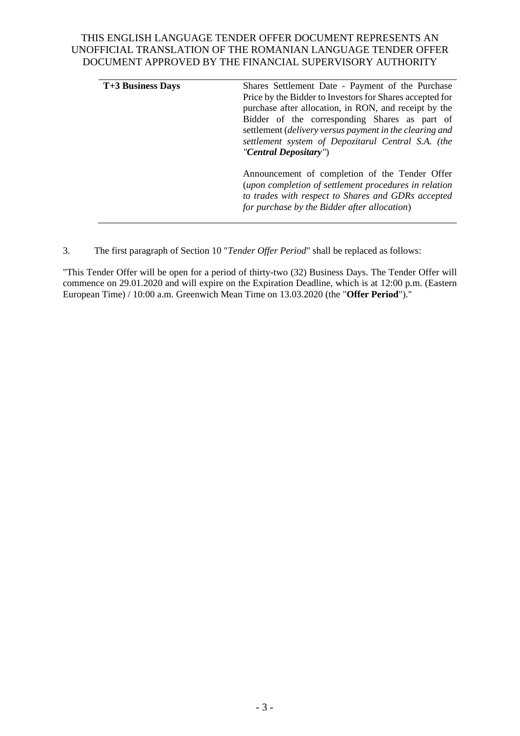THIS ENGLISH LANGUAGE TENDER OFFER DOCUMENT REPRESENTS AN UNOFFICIAL TRANSLATION OF THE ROMANIAN LANGUAGE TENDER OFFER DOCUMENT APPROVED BY THE FINANCIAL SUPERVISORY AUTHORITY

| | |
|---|---|
| **T+3 Business Days** | Shares Settlement Date - Payment of the Purchase Price by the Bidder to Investors for Shares accepted for purchase after allocation, in RON, and receipt by the Bidder of the corresponding Shares as part of settlement (*delivery versus payment in the clearing and settlement system of Depozitarul Central S.A. (the "**Central Depositary**"*)<br><br>Announcement of completion of the Tender Offer (*upon completion of settlement procedures in relation to trades with respect to Shares and GDRs accepted for purchase by the Bidder after allocation*) |

3. The first paragraph of Section 10 "*Tender Offer Period*" shall be replaced as follows:

"This Tender Offer will be open for a period of thirty-two (32) Business Days. The Tender Offer will commence on 29.01.2020 and will expire on the Expiration Deadline, which is at 12:00 p.m. (Eastern European Time) / 10:00 a.m. Greenwich Mean Time on 13.03.2020 (the "**Offer Period**")."